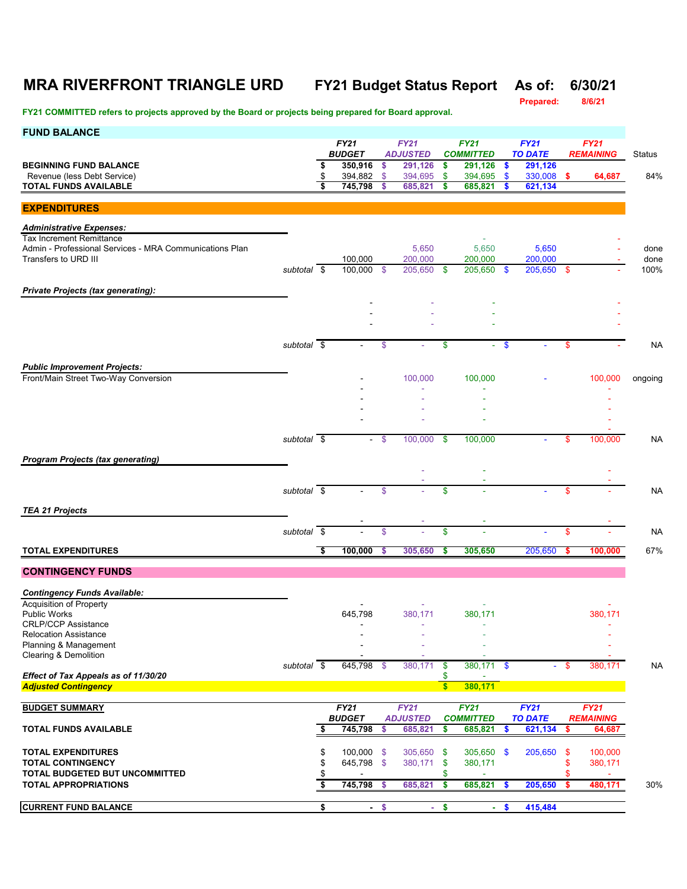# MRA RIVERFRONT TRIANGLE URD

**FY21 Budget Status Report** **As of: 6/30/21**

**Prepared: 8/6/21**

**FY21 COMMITTED refers to projects approved by the Board or projects being prepared for Board approval.**

## FUND BALANCE

| | FY21 BUDGET | FY21 ADJUSTED | FY21 COMMITTED | FY21 TO DATE | FY21 REMAINING | Status |
|---|---|---|---|---|---|---|
| **BEGINNING FUND BALANCE** | $ 350,916 | $ 291,126 | $ 291,126 | $ 291,126 | | |
| Revenue (less Debt Service) | $ 394,882 | $ 394,695 | $ 394,695 | $ 330,008 | $ 64,687 | 84% |
| **TOTAL FUNDS AVAILABLE** | $ 745,798 | $ 685,821 | $ 685,821 | $ 621,134 | | |

## EXPENDITURES

| | FY21 BUDGET | FY21 ADJUSTED | FY21 COMMITTED | FY21 TO DATE | FY21 REMAINING | Status |
|---|---|---|---|---|---|---|
| ***Administrative Expenses:*** | | | | | | |
| Tax Increment Remittance | | | - | | - | |
| Admin - Professional Services - MRA Communications Plan | | 5,650 | 5,650 | 5,650 | - | done |
| Transfers to URD III | 100,000 | 200,000 | 200,000 | 200,000 | - | done |
| *subtotal* | $ 100,000 | $ 205,650 | $ 205,650 | $ 205,650 | $ - | 100% |
| ***Private Projects (tax generating):*** | | | | | | |
| | - | - | - | | - | |
| | - | - | - | | - | |
| | - | - | - | | - | |
| *subtotal* | $ - | $ - | $ - | $ - | $ - | NA |
| ***Public Improvement Projects:*** | | | | | | |
| Front/Main Street Two-Way Conversion | - | 100,000 | 100,000 | - | 100,000 | ongoing |
| | - | - | - | | - | |
| | - | - | - | | - | |
| | - | - | - | | - | |
| | - | - | - | | - | |
| | | | | | - | |
| *subtotal* | $ - | $ 100,000 | $ 100,000 | - | $ 100,000 | NA |
| ***Program Projects (tax generating)*** | | | | | | |
| | | - | - | | - | |
| | | - | - | | - | |
| *subtotal* | $ - | $ - | $ - | - | $ - | NA |
| ***TEA 21 Projects*** | | | | | | |
| | - | - | - | | - | |
| *subtotal* | $ - | $ - | $ - | - | $ - | NA |
| **TOTAL EXPENDITURES** | $ 100,000 | $ 305,650 | $ 305,650 | 205,650 | $ 100,000 | 67% |

## CONTINGENCY FUNDS

| | FY21 BUDGET | FY21 ADJUSTED | FY21 COMMITTED | FY21 TO DATE | FY21 REMAINING | Status |
|---|---|---|---|---|---|---|
| ***Contingency Funds Available:*** | | | | | | |
| Acquisition of Property | - | - | - | | - | |
| Public Works | 645,798 | 380,171 | 380,171 | | 380,171 | |
| CRLP/CCP Assistance | - | - | - | | - | |
| Relocation Assistance | - | - | - | | - | |
| Planning & Management | - | - | - | | - | |
| Clearing & Demolition | - | - | - | | - | |
| *subtotal* | $ 645,798 | $ 380,171 | $ 380,171 | $ - | $ 380,171 | NA |
| ***Effect of Tax Appeals as of 11/30/20*** | | | $ - | | | |
| ***Adjusted Contingency*** | | | $ 380,171 | | | |

| **BUDGET SUMMARY** | FY21 BUDGET | FY21 ADJUSTED | FY21 COMMITTED | FY21 TO DATE | FY21 REMAINING | |
|---|---|---|---|---|---|---|
| **TOTAL FUNDS AVAILABLE** | $ 745,798 | $ 685,821 | $ 685,821 | $ 621,134 | $ 64,687 | |
| | | | | | | |
| **TOTAL EXPENDITURES** | $ 100,000 | $ 305,650 | $ 305,650 | $ 205,650 | $ 100,000 | |
| **TOTAL CONTINGENCY** | $ 645,798 | $ 380,171 | $ 380,171 | | $ 380,171 | |
| **TOTAL BUDGETED BUT UNCOMMITTED** | $ - | | $ - | | $ - | |
| **TOTAL APPROPRIATIONS** | $ 745,798 | $ 685,821 | $ 685,821 | $ 205,650 | $ 480,171 | 30% |
| | | | | | | |
| **CURRENT FUND BALANCE** | $ - | $ - | $ - | $ 415,484 | | |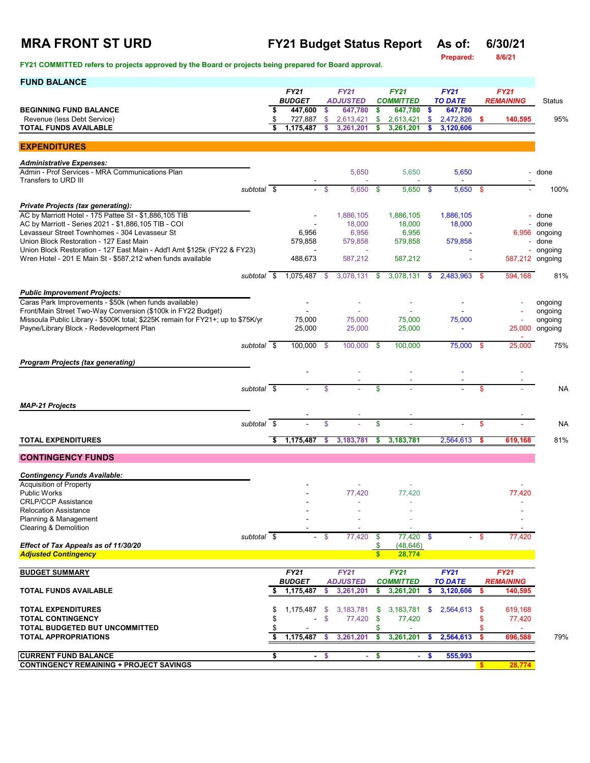# MRA FRONT ST URD

**FY21 Budget Status Report** **As of: 6/30/21**

Prepared: 8/6/21

**FY21 COMMITTED refers to projects approved by the Board or projects being prepared for Board approval.**

## FUND BALANCE

| | FY21 BUDGET | FY21 ADJUSTED | FY21 COMMITTED | FY21 TO DATE | FY21 REMAINING | Status |
|---|---|---|---|---|---|---|
| **BEGINNING FUND BALANCE** | $ 447,600 | $ 647,780 | $ 647,780 | $ 647,780 | | |
| Revenue (less Debt Service) | $ 727,887 | $ 2,613,421 | $ 2,613,421 | $ 2,472,826 | $ 140,595 | 95% |
| **TOTAL FUNDS AVAILABLE** | $ 1,175,487 | $ 3,261,201 | $ 3,261,201 | $ 3,120,606 | | |

## EXPENDITURES

| | FY21 BUDGET | FY21 ADJUSTED | FY21 COMMITTED | FY21 TO DATE | FY21 REMAINING | Status |
|---|---|---|---|---|---|---|
| ***Administrative Expenses:*** | | | | | | |
| Admin - Prof Services - MRA Communications Plan | | 5,650 | 5,650 | 5,650 | - | done |
| Transfers to URD III | - | - | - | - | - | |
| *subtotal* | $ - | $ 5,650 | $ 5,650 | $ 5,650 | $ - | 100% |
| ***Private Projects (tax generating):*** | | | | | | |
| AC by Marriott Hotel - 175 Pattee St - $1,886,105 TIB | - | 1,886,105 | 1,886,105 | 1,886,105 | - | done |
| AC by Marriott - Series 2021 - $1,886,105 TIB - COI | - | 18,000 | 18,000 | 18,000 | - | done |
| Levasseur Street Townhomes - 304 Levasseur St | 6,956 | 6,956 | 6,956 | - | 6,956 | ongoing |
| Union Block Restoration - 127 East Main | 579,858 | 579,858 | 579,858 | 579,858 | - | done |
| Union Block Restoration - 127 East Main - Add'l Amt $125k (FY22 & FY23) | - | - | | - | - | ongoing |
| Wren Hotel - 201 E Main St - $587,212 when funds available | 488,673 | 587,212 | 587,212 | - | 587,212 | ongoing |
| *subtotal* | $ 1,075,487 | $ 3,078,131 | $ 3,078,131 | $ 2,483,963 | $ 594,168 | 81% |
| ***Public Improvement Projects:*** | | | | | | |
| Caras Park Improvements - $50k (when funds available) | - | - | - | - | - | ongoing |
| Front/Main Street Two-Way Conversion ($100k in FY22 Budget) | - | - | - | - | - | ongoing |
| Missoula Public Library - $500K total; $225K remain for FY21+; up to $75K/yr | 75,000 | 75,000 | 75,000 | 75,000 | - | ongoing |
| Payne/Library Block - Redevelopment Plan | 25,000 | 25,000 | 25,000 | - | 25,000 | ongoing |
| *subtotal* | $ 100,000 | $ 100,000 | $ 100,000 | 75,000 | $ 25,000 | 75% |
| ***Program Projects (tax generating)*** | | | | | | |
| | - | - | - | - | - | |
| *subtotal* | $ - | $ - | $ - | - | $ - | NA |
| ***MAP-21 Projects*** | | | | | | |
| | - | - | - | | - | |
| *subtotal* | $ - | $ - | $ - | - | $ - | NA |
| **TOTAL EXPENDITURES** | $ 1,175,487 | $ 3,183,781 | $ 3,183,781 | 2,564,613 | $ 619,168 | 81% |

## CONTINGENCY FUNDS

| | FY21 BUDGET | FY21 ADJUSTED | FY21 COMMITTED | FY21 TO DATE | FY21 REMAINING |
|---|---|---|---|---|---|
| ***Contingency Funds Available:*** | | | | | |
| Acquisition of Property | - | - | - | | - |
| Public Works | - | 77,420 | 77,420 | | 77,420 |
| CRLP/CCP Assistance | - | - | - | | - |
| Relocation Assistance | - | - | - | | - |
| Planning & Management | - | - | - | | - |
| Clearing & Demolition | - | - | - | | - |
| *subtotal* | $ - | $ 77,420 | $ 77,420 | $ - | $ 77,420 |
| ***Effect of Tax Appeals as of 11/30/20*** | | | $ (48,646) | | |
| ***Adjusted Contingency*** | | | $ 28,774 | | |

## BUDGET SUMMARY

| | FY21 BUDGET | FY21 ADJUSTED | FY21 COMMITTED | FY21 TO DATE | FY21 REMAINING | |
|---|---|---|---|---|---|---|
| **TOTAL FUNDS AVAILABLE** | $ 1,175,487 | $ 3,261,201 | $ 3,261,201 | $ 3,120,606 | $ 140,595 | |
| **TOTAL EXPENDITURES** | $ 1,175,487 | $ 3,183,781 | $ 3,183,781 | $ 2,564,613 | $ 619,168 | |
| **TOTAL CONTINGENCY** | $ - | $ 77,420 | $ 77,420 | | $ 77,420 | |
| **TOTAL BUDGETED BUT UNCOMMITTED** | $ - | | $ - | | $ - | |
| **TOTAL APPROPRIATIONS** | $ 1,175,487 | $ 3,261,201 | $ 3,261,201 | $ 2,564,613 | $ 696,588 | 79% |
| **CURRENT FUND BALANCE** | $ - | $ - | $ - | $ 555,993 | | |
| **CONTINGENCY REMAINING + PROJECT SAVINGS** | | | | | $ 28,774 | |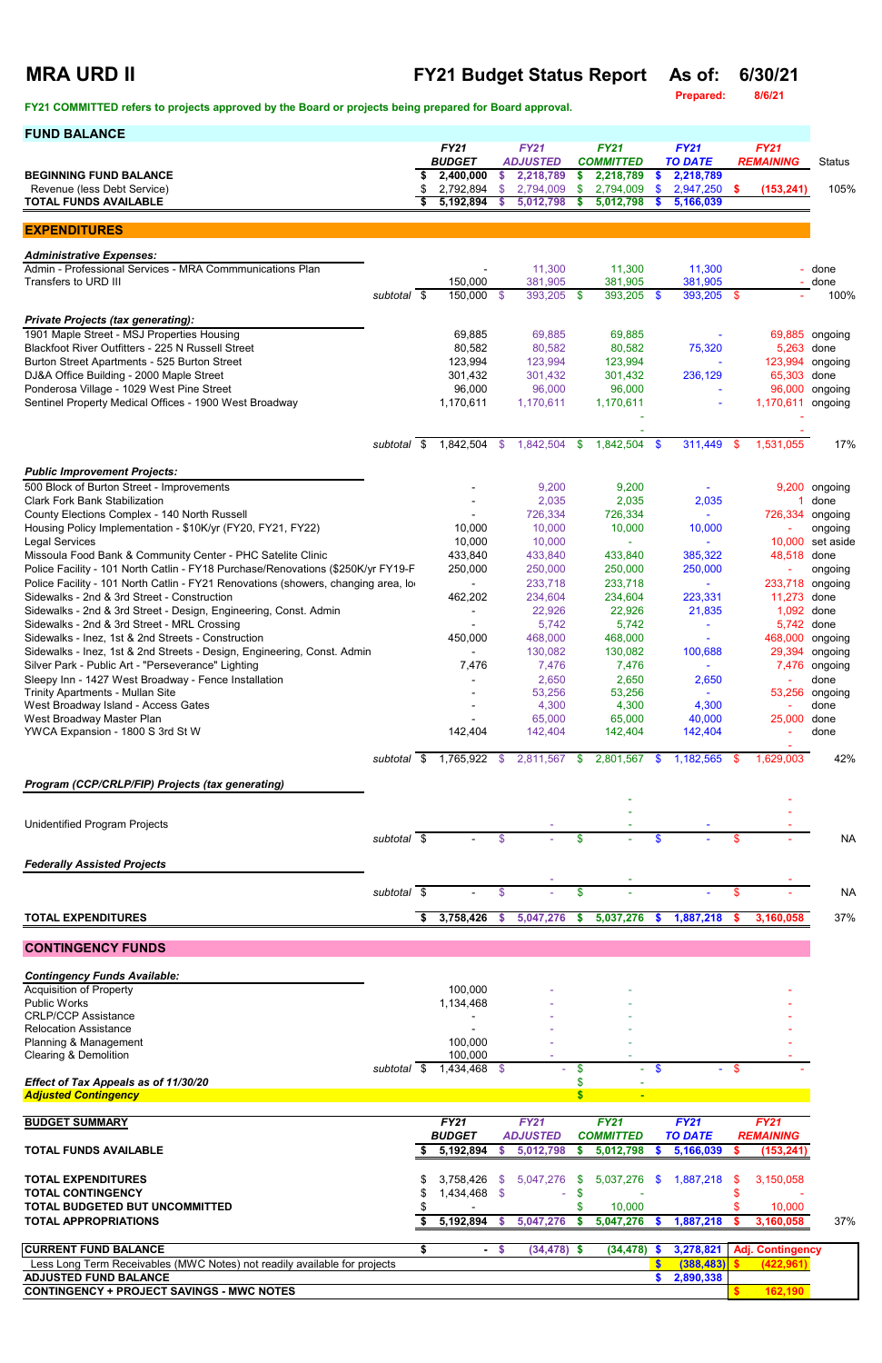# MRA URD II — FY21 Budget Status Report — As of: 6/30/21

Prepared: 8/6/21

**FY21 COMMITTED refers to projects approved by the Board or projects being prepared for Board approval.**

## FUND BALANCE

| | FY21 BUDGET | FY21 ADJUSTED | FY21 COMMITTED | FY21 TO DATE | FY21 REMAINING | Status |
|---|---|---|---|---|---|---|
| **BEGINNING FUND BALANCE** | $ 2,400,000 | $ 2,218,789 | $ 2,218,789 | $ 2,218,789 | | |
| Revenue (less Debt Service) | $ 2,792,894 | $ 2,794,009 | $ 2,794,009 | $ 2,947,250 | $ (153,241) | 105% |
| **TOTAL FUNDS AVAILABLE** | $ 5,192,894 | $ 5,012,798 | $ 5,012,798 | $ 5,166,039 | | |

## EXPENDITURES

| | FY21 BUDGET | FY21 ADJUSTED | FY21 COMMITTED | FY21 TO DATE | FY21 REMAINING | Status |
|---|---|---|---|---|---|---|
| ***Administrative Expenses:*** | | | | | | |
| Admin - Professional Services - MRA Commmunications Plan | - | 11,300 | 11,300 | 11,300 | - | done |
| Transfers to URD III | 150,000 | 381,905 | 381,905 | 381,905 | - | done |
| *subtotal* | $ 150,000 | $ 393,205 | $ 393,205 | $ 393,205 | $ - | 100% |
| ***Private Projects (tax generating):*** | | | | | | |
| 1901 Maple Street - MSJ Properties Housing | 69,885 | 69,885 | 69,885 | - | 69,885 | ongoing |
| Blackfoot River Outfitters - 225 N Russell Street | 80,582 | 80,582 | 80,582 | 75,320 | 5,263 | done |
| Burton Street Apartments - 525 Burton Street | 123,994 | 123,994 | 123,994 | - | 123,994 | ongoing |
| DJ&A Office Building - 2000 Maple Street | 301,432 | 301,432 | 301,432 | 236,129 | 65,303 | done |
| Ponderosa Village - 1029 West Pine Street | 96,000 | 96,000 | 96,000 | - | 96,000 | ongoing |
| Sentinel Property Medical Offices - 1900 West Broadway | 1,170,611 | 1,170,611 | 1,170,611 | - | 1,170,611 | ongoing |
| *subtotal* | $ 1,842,504 | $ 1,842,504 | $ 1,842,504 | $ 311,449 | $ 1,531,055 | 17% |
| ***Public Improvement Projects:*** | | | | | | |
| 500 Block of Burton Street - Improvements | - | 9,200 | 9,200 | - | 9,200 | ongoing |
| Clark Fork Bank Stabilization | - | 2,035 | 2,035 | 2,035 | 1 | done |
| County Elections Complex - 140 North Russell | - | 726,334 | 726,334 | - | 726,334 | ongoing |
| Housing Policy Implementation - $10K/yr (FY20, FY21, FY22) | 10,000 | 10,000 | 10,000 | 10,000 | - | ongoing |
| Legal Services | 10,000 | 10,000 | - | - | 10,000 | set aside |
| Missoula Food Bank & Community Center - PHC Satelite Clinic | 433,840 | 433,840 | 433,840 | 385,322 | 48,518 | done |
| Police Facility - 101 North Catlin - FY18 Purchase/Renovations ($250K/yr FY19-F | 250,000 | 250,000 | 250,000 | 250,000 | - | ongoing |
| Police Facility - 101 North Catlin - FY21 Renovations (showers, changing area, lo | - | 233,718 | 233,718 | - | 233,718 | ongoing |
| Sidewalks - 2nd & 3rd Street - Construction | 462,202 | 234,604 | 234,604 | 223,331 | 11,273 | done |
| Sidewalks - 2nd & 3rd Street - Design, Engineering, Const. Admin | - | 22,926 | 22,926 | 21,835 | 1,092 | done |
| Sidewalks - 2nd & 3rd Street - MRL Crossing | - | 5,742 | 5,742 | - | 5,742 | done |
| Sidewalks - Inez, 1st & 2nd Streets - Construction | 450,000 | 468,000 | 468,000 | - | 468,000 | ongoing |
| Sidewalks - Inez, 1st & 2nd Streets - Design, Engineering, Const. Admin | - | 130,082 | 130,082 | 100,688 | 29,394 | ongoing |
| Silver Park - Public Art - "Perseverance" Lighting | 7,476 | 7,476 | 7,476 | - | 7,476 | ongoing |
| Sleepy Inn - 1427 West Broadway - Fence Installation | - | 2,650 | 2,650 | 2,650 | - | done |
| Trinity Apartments - Mullan Site | - | 53,256 | 53,256 | - | 53,256 | ongoing |
| West Broadway Island - Access Gates | - | 4,300 | 4,300 | 4,300 | - | done |
| West Broadway Master Plan | - | 65,000 | 65,000 | 40,000 | 25,000 | done |
| YWCA Expansion - 1800 S 3rd St W | 142,404 | 142,404 | 142,404 | 142,404 | - | done |
| *subtotal* | $ 1,765,922 | $ 2,811,567 | $ 2,801,567 | $ 1,182,565 | $ 1,629,003 | 42% |
| ***Program (CCP/CRLP/FIP) Projects (tax generating)*** | | | | | | |
| Unidentified Program Projects | | - | - | - | - | |
| *subtotal* | $ - | $ - | $ - | $ - | $ - | NA |
| ***Federally Assisted Projects*** | | | | | | |
| *subtotal* | $ - | $ - | $ - | $ - | $ - | NA |
| **TOTAL EXPENDITURES** | $ 3,758,426 | $ 5,047,276 | $ 5,037,276 | $ 1,887,218 | $ 3,160,058 | 37% |

## CONTINGENCY FUNDS

| | FY21 BUDGET | FY21 ADJUSTED | FY21 COMMITTED | FY21 TO DATE | FY21 REMAINING |
|---|---|---|---|---|---|
| ***Contingency Funds Available:*** | | | | | |
| Acquisition of Property | 100,000 | - | - | | - |
| Public Works | 1,134,468 | - | - | | - |
| CRLP/CCP Assistance | - | - | - | | - |
| Relocation Assistance | - | - | - | | - |
| Planning & Management | 100,000 | - | - | | - |
| Clearing & Demolition | 100,000 | - | - | | - |
| *subtotal* | $ 1,434,468 | $ - | $ - | $ - | $ - |
| ***Effect of Tax Appeals as of 11/30/20*** | | | $ - | | |
| ***Adjusted Contingency*** | | | $ - | | |

## BUDGET SUMMARY

| | FY21 BUDGET | FY21 ADJUSTED | FY21 COMMITTED | FY21 TO DATE | FY21 REMAINING | |
|---|---|---|---|---|---|---|
| **TOTAL FUNDS AVAILABLE** | $ 5,192,894 | $ 5,012,798 | $ 5,012,798 | $ 5,166,039 | $ (153,241) | |
| **TOTAL EXPENDITURES** | $ 3,758,426 | $ 5,047,276 | $ 5,037,276 | $ 1,887,218 | $ 3,150,058 | |
| **TOTAL CONTINGENCY** | $ 1,434,468 | $ - | $ - | | $ - | |
| **TOTAL BUDGETED BUT UNCOMMITTED** | $ - | | $ 10,000 | | $ 10,000 | |
| **TOTAL APPROPRIATIONS** | $ 5,192,894 | $ 5,047,276 | $ 5,047,276 | $ 1,887,218 | $ 3,160,058 | 37% |

| | | | | | |
|---|---|---|---|---|---|
| **CURRENT FUND BALANCE** | $ - | $ (34,478) | $ (34,478) | $ 3,278,821 | Adj. Contingency |
| Less Long Term Receivables (MWC Notes) not readily available for projects | | | | $ (388,483) | $ (422,961) |
| **ADJUSTED FUND BALANCE** | | | | $ 2,890,338 | |
| **CONTINGENCY + PROJECT SAVINGS - MWC NOTES** | | | | | $ 162,190 |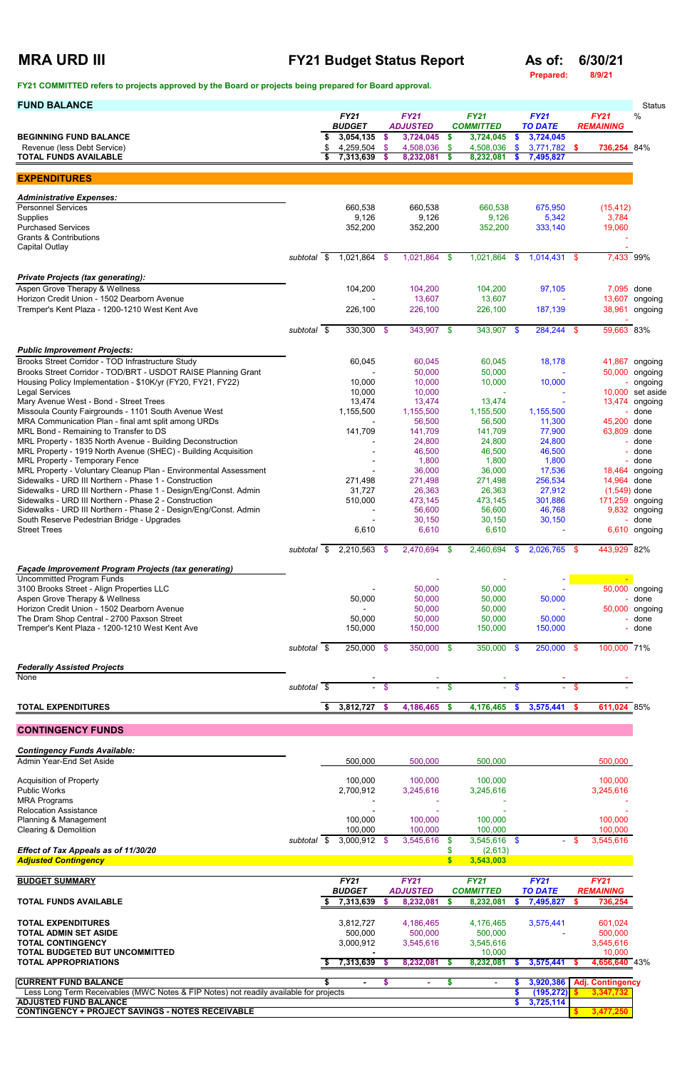# MRA URD III

## FY21 Budget Status Report

**As of: 6/30/21**

Prepared: 8/9/21

**FY21 COMMITTED refers to projects approved by the Board or projects being prepared for Board approval.**

| FUND BALANCE | | FY21 BUDGET | FY21 ADJUSTED | FY21 COMMITTED | FY21 TO DATE | FY21 REMAINING | Status % |
|---|---|---|---|---|---|---|---|
| **BEGINNING FUND BALANCE** | | $ 3,054,135 | $ 3,724,045 | $ 3,724,045 | $ 3,724,045 | | |
| Revenue (less Debt Service) | | $ 4,259,504 | $ 4,508,036 | $ 4,508,036 | $ 3,771,782 | $ 736,254 | 84% |
| **TOTAL FUNDS AVAILABLE** | | $ 7,313,639 | $ 8,232,081 | $ 8,232,081 | $ 7,495,827 | | |

## EXPENDITURES

| | | FY21 BUDGET | FY21 ADJUSTED | FY21 COMMITTED | FY21 TO DATE | FY21 REMAINING | Status |
|---|---|---|---|---|---|---|---|
| ***Administrative Expenses:*** | | | | | | | |
| Personnel Services | | 660,538 | 660,538 | 660,538 | 675,950 | (15,412) | |
| Supplies | | 9,126 | 9,126 | 9,126 | 5,342 | 3,784 | |
| Purchased Services | | 352,200 | 352,200 | 352,200 | 333,140 | 19,060 | |
| Grants & Contributions | | | | | | - | |
| Capital Outlay | | | | | | - | |
| | subtotal | $ 1,021,864 | $ 1,021,864 | $ 1,021,864 | $ 1,014,431 | $ 7,433 | 99% |
| ***Private Projects (tax generating):*** | | | | | | | |
| Aspen Grove Therapy & Wellness | | 104,200 | 104,200 | 104,200 | 97,105 | 7,095 | done |
| Horizon Credit Union - 1502 Dearborn Avenue | | - | 13,607 | 13,607 | - | 13,607 | ongoing |
| Tremper's Kent Plaza - 1200-1210 West Kent Ave | | 226,100 | 226,100 | 226,100 | 187,139 | 38,961 | ongoing |
| | | | | | | - | |
| | subtotal | $ 330,300 | $ 343,907 | $ 343,907 | $ 284,244 | $ 59,663 | 83% |
| ***Public Improvement Projects:*** | | | | | | | |
| Brooks Street Corridor - TOD Infrastructure Study | | 60,045 | 60,045 | 60,045 | 18,178 | 41,867 | ongoing |
| Brooks Street Corridor - TOD/BRT - USDOT RAISE Planning Grant | | - | 50,000 | 50,000 | - | 50,000 | ongoing |
| Housing Policy Implementation - $10K/yr (FY20, FY21, FY22) | | 10,000 | 10,000 | 10,000 | 10,000 | - | ongoing |
| Legal Services | | 10,000 | 10,000 | - | - | 10,000 | set aside |
| Mary Avenue West - Bond - Street Trees | | 13,474 | 13,474 | 13,474 | - | 13,474 | ongoing |
| Missoula County Fairgrounds - 1101 South Avenue West | | 1,155,500 | 1,155,500 | 1,155,500 | 1,155,500 | - | done |
| MRA Communication Plan - final amt split among URDs | | - | 56,500 | 56,500 | 11,300 | 45,200 | done |
| MRL Bond - Remaining to Transfer to DS | | 141,709 | 141,709 | 141,709 | 77,900 | 63,809 | done |
| MRL Property - 1835 North Avenue - Building Deconstruction | | - | 24,800 | 24,800 | 24,800 | - | done |
| MRL Property - 1919 North Avenue (SHEC) - Building Acquisition | | - | 46,500 | 46,500 | 46,500 | - | done |
| MRL Property - Temporary Fence | | - | 1,800 | 1,800 | 1,800 | - | done |
| MRL Property - Voluntary Cleanup Plan - Environmental Assessment | | - | 36,000 | 36,000 | 17,536 | 18,464 | ongoing |
| Sidewalks - URD III Northern - Phase 1 - Construction | | 271,498 | 271,498 | 271,498 | 256,534 | 14,964 | done |
| Sidewalks - URD III Northern - Phase 1 - Design/Eng/Const. Admin | | 31,727 | 26,363 | 26,363 | 27,912 | (1,549) | done |
| Sidewalks - URD III Northern - Phase 2 - Construction | | 510,000 | 473,145 | 473,145 | 301,886 | 171,259 | ongoing |
| Sidewalks - URD III Northern - Phase 2 - Design/Eng/Const. Admin | | - | 56,600 | 56,600 | 46,768 | 9,832 | ongoing |
| South Reserve Pedestrian Bridge - Upgrades | | - | 30,150 | 30,150 | 30,150 | - | done |
| Street Trees | | 6,610 | 6,610 | 6,610 | - | 6,610 | ongoing |
| | subtotal | $ 2,210,563 | $ 2,470,694 | $ 2,460,694 | $ 2,026,765 | $ 443,929 | 82% |
| ***Façade Improvement Program Projects (tax generating)*** | | | | | | | |
| Uncommitted Program Funds | | | - | - | - | - | |
| 3100 Brooks Street - Align Properties LLC | | - | 50,000 | 50,000 | - | 50,000 | ongoing |
| Aspen Grove Therapy & Wellness | | 50,000 | 50,000 | 50,000 | 50,000 | - | done |
| Horizon Credit Union - 1502 Dearborn Avenue | | - | 50,000 | 50,000 | - | 50,000 | ongoing |
| The Dram Shop Central - 2700 Paxson Street | | 50,000 | 50,000 | 50,000 | 50,000 | - | done |
| Tremper's Kent Plaza - 1200-1210 West Kent Ave | | 150,000 | 150,000 | 150,000 | 150,000 | - | done |
| | subtotal | $ 250,000 | $ 350,000 | $ 350,000 | $ 250,000 | $ 100,000 | 71% |
| ***Federally Assisted Projects*** | | | | | | | |
| None | | - | - | - | - | - | |
| | subtotal | $ - | $ - | $ - | $ - | $ - | |
| **TOTAL EXPENDITURES** | | $ 3,812,727 | $ 4,186,465 | $ 4,176,465 | $ 3,575,441 | $ 611,024 | 85% |

## CONTINGENCY FUNDS

| | | FY21 BUDGET | FY21 ADJUSTED | FY21 COMMITTED | FY21 TO DATE | FY21 REMAINING |
|---|---|---|---|---|---|---|
| ***Contingency Funds Available:*** | | | | | | |
| Admin Year-End Set Aside | | 500,000 | 500,000 | 500,000 | | 500,000 |
| Acquisition of Property | | 100,000 | 100,000 | 100,000 | | 100,000 |
| Public Works | | 2,700,912 | 3,245,616 | 3,245,616 | | 3,245,616 |
| MRA Programs | | - | - | - | | - |
| Relocation Assistance | | - | - | - | | - |
| Planning & Management | | 100,000 | 100,000 | 100,000 | | 100,000 |
| Clearing & Demolition | | 100,000 | 100,000 | 100,000 | | 100,000 |
| | subtotal | $ 3,000,912 | $ 3,545,616 | $ 3,545,616 | $ - | $ 3,545,616 |
| ***Effect of Tax Appeals as of 11/30/20*** | | | | $ (2,613) | | |
| ***Adjusted Contingency*** | | | | $ 3,543,003 | | |

| BUDGET SUMMARY | FY21 BUDGET | FY21 ADJUSTED | FY21 COMMITTED | FY21 TO DATE | FY21 REMAINING | |
|---|---|---|---|---|---|---|
| **TOTAL FUNDS AVAILABLE** | $ 7,313,639 | $ 8,232,081 | $ 8,232,081 | $ 7,495,827 | $ 736,254 | |
| **TOTAL EXPENDITURES** | 3,812,727 | 4,186,465 | 4,176,465 | 3,575,441 | 601,024 | |
| **TOTAL ADMIN SET ASIDE** | 500,000 | 500,000 | 500,000 | - | 500,000 | |
| **TOTAL CONTINGENCY** | 3,000,912 | 3,545,616 | 3,545,616 | | 3,545,616 | |
| **TOTAL BUDGETED BUT UNCOMMITTED** | - | | 10,000 | | 10,000 | |
| **TOTAL APPROPRIATIONS** | $ 7,313,639 | $ 8,232,081 | $ 8,232,081 | $ 3,575,441 | $ 4,656,640 | 43% |
| **CURRENT FUND BALANCE** | $ - | $ - | $ - | $ 3,920,386 | Adj. Contingency | |
| Less Long Term Receivables (MWC Notes & FIP Notes) not readily available for projects | | | | $ (195,272) | $ 3,347,732 | |
| **ADJUSTED FUND BALANCE** | | | | $ 3,725,114 | | |
| **CONTINGENCY + PROJECT SAVINGS - NOTES RECEIVABLE** | | | | | $ 3,477,250 | |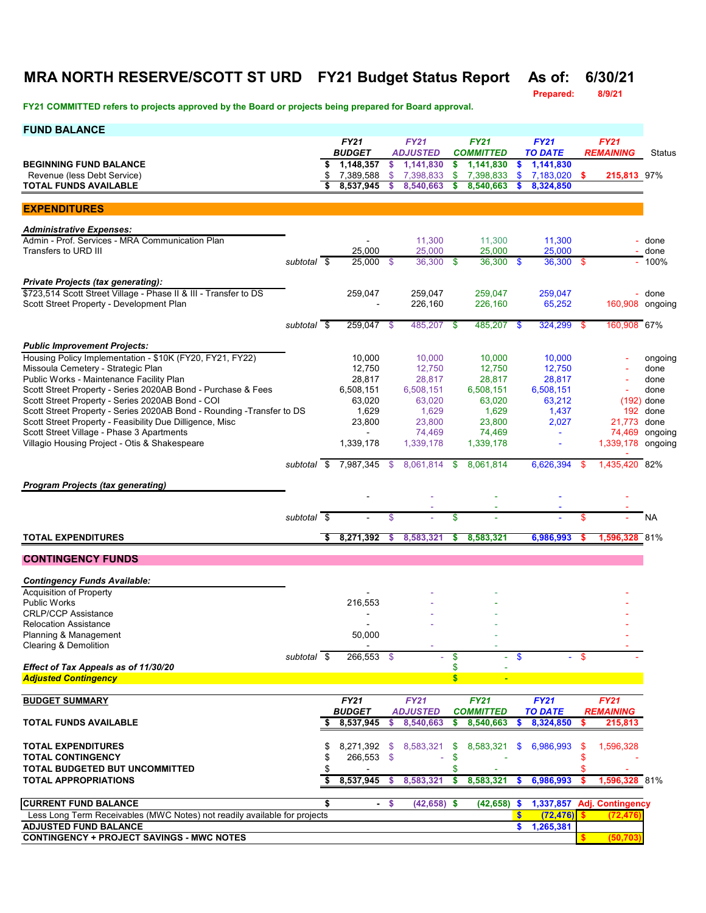# MRA NORTH RESERVE/SCOTT ST URD FY21 Budget Status Report As of: 6/30/21

Prepared: 8/9/21

**FY21 COMMITTED refers to projects approved by the Board or projects being prepared for Board approval.**

## FUND BALANCE

| | FY21 BUDGET | FY21 ADJUSTED | FY21 COMMITTED | FY21 TO DATE | FY21 REMAINING | Status |
|---|---|---|---|---|---|---|
| **BEGINNING FUND BALANCE** | $ 1,148,357 | $ 1,141,830 | $ 1,141,830 | $ 1,141,830 | | |
| Revenue (less Debt Service) | $ 7,389,588 | $ 7,398,833 | $ 7,398,833 | $ 7,183,020 | $ 215,813 | 97% |
| **TOTAL FUNDS AVAILABLE** | $ 8,537,945 | $ 8,540,663 | $ 8,540,663 | $ 8,324,850 | | |

## EXPENDITURES

| | FY21 BUDGET | FY21 ADJUSTED | FY21 COMMITTED | FY21 TO DATE | FY21 REMAINING | Status |
|---|---|---|---|---|---|---|
| ***Administrative Expenses:*** | | | | | | |
| Admin - Prof. Services - MRA Communication Plan | - | 11,300 | 11,300 | 11,300 | - | done |
| Transfers to URD III | 25,000 | 25,000 | 25,000 | 25,000 | - | done |
| *subtotal* | $ 25,000 | $ 36,300 | $ 36,300 | $ 36,300 | $ - | 100% |
| ***Private Projects (tax generating):*** | | | | | | |
| $723,514 Scott Street Village - Phase II & III - Transfer to DS | 259,047 | 259,047 | 259,047 | 259,047 | - | done |
| Scott Street Property - Development Plan | - | 226,160 | 226,160 | 65,252 | 160,908 | ongoing |
| *subtotal* | $ 259,047 | $ 485,207 | $ 485,207 | $ 324,299 | $ 160,908 | 67% |
| ***Public Improvement Projects:*** | | | | | | |
| Housing Policy Implementation - $10K (FY20, FY21, FY22) | 10,000 | 10,000 | 10,000 | 10,000 | - | ongoing |
| Missoula Cemetery - Strategic Plan | 12,750 | 12,750 | 12,750 | 12,750 | - | done |
| Public Works - Maintenance Facility Plan | 28,817 | 28,817 | 28,817 | 28,817 | - | done |
| Scott Street Property - Series 2020AB Bond - Purchase & Fees | 6,508,151 | 6,508,151 | 6,508,151 | 6,508,151 | - | done |
| Scott Street Property - Series 2020AB Bond - COI | 63,020 | 63,020 | 63,020 | 63,212 | (192) | done |
| Scott Street Property - Series 2020AB Bond - Rounding -Transfer to DS | 1,629 | 1,629 | 1,629 | 1,437 | 192 | done |
| Scott Street Property - Feasibility Due Dilligence, Misc | 23,800 | 23,800 | 23,800 | 2,027 | 21,773 | done |
| Scott Street Village - Phase 3 Apartments | - | 74,469 | 74,469 | - | 74,469 | ongoing |
| Villagio Housing Project - Otis & Shakespeare | 1,339,178 | 1,339,178 | 1,339,178 | - | 1,339,178 | ongoing |
| *subtotal* | $ 7,987,345 | $ 8,061,814 | $ 8,061,814 | 6,626,394 | $ 1,435,420 | 82% |
| ***Program Projects (tax generating)*** | | | | | | |
| | - | - | - | - | - | |
| | | - | - | - | - | |
| *subtotal* | $ - | $ - | $ - | - | $ - | NA |
| **TOTAL EXPENDITURES** | $ 8,271,392 | $ 8,583,321 | $ 8,583,321 | 6,986,993 | $ 1,596,328 | 81% |

## CONTINGENCY FUNDS

| | FY21 BUDGET | FY21 ADJUSTED | FY21 COMMITTED | FY21 TO DATE | FY21 REMAINING |
|---|---|---|---|---|---|
| ***Contingency Funds Available:*** | | | | | |
| Acquisition of Property | - | - | - | | - |
| Public Works | 216,553 | - | - | | - |
| CRLP/CCP Assistance | - | - | - | | - |
| Relocation Assistance | - | - | - | | - |
| Planning & Management | 50,000 | | - | | - |
| Clearing & Demolition | - | - | - | | - |
| *subtotal* | $ 266,553 | $ - | $ - | $ - | $ - |
| ***Effect of Tax Appeals as of 11/30/20*** | | | $ - | | |
| ***Adjusted Contingency*** | | | $ - | | |

| **BUDGET SUMMARY** | FY21 BUDGET | FY21 ADJUSTED | FY21 COMMITTED | FY21 TO DATE | FY21 REMAINING | |
|---|---|---|---|---|---|---|
| **TOTAL FUNDS AVAILABLE** | $ 8,537,945 | $ 8,540,663 | $ 8,540,663 | $ 8,324,850 | $ 215,813 | |
| **TOTAL EXPENDITURES** | $ 8,271,392 | $ 8,583,321 | $ 8,583,321 | $ 6,986,993 | $ 1,596,328 | |
| **TOTAL CONTINGENCY** | $ 266,553 | $ - | $ | | $ - | |
| **TOTAL BUDGETED BUT UNCOMMITTED** | $ - | | $ - | | $ - | |
| **TOTAL APPROPRIATIONS** | $ 8,537,945 | $ 8,583,321 | $ 8,583,321 | $ 6,986,993 | $ 1,596,328 | 81% |
| **CURRENT FUND BALANCE** | $ - | $ (42,658) | $ (42,658) | $ 1,337,857 | Adj. Contingency | |
| Less Long Term Receivables (MWC Notes) not readily available for projects | | | | $ (72,476) | $ (72,476) | |
| **ADJUSTED FUND BALANCE** | | | | $ 1,265,381 | | |
| **CONTINGENCY + PROJECT SAVINGS - MWC NOTES** | | | | | $ (50,703) | |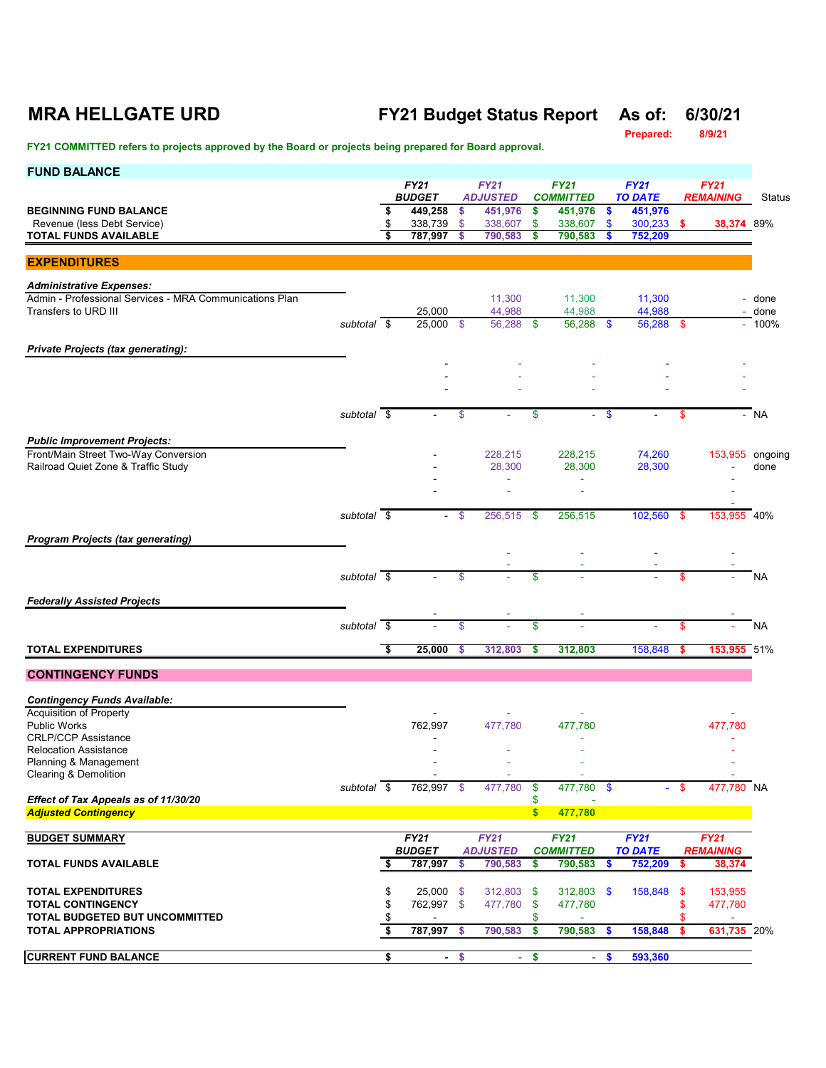# MRA HELLGATE URD

## FY21 Budget Status Report As of: 6/30/21

**Prepared: 8/9/21**

**FY21 COMMITTED refers to projects approved by the Board or projects being prepared for Board approval.**

## FUND BALANCE

| | FY21 BUDGET | FY21 ADJUSTED | FY21 COMMITTED | FY21 TO DATE | FY21 REMAINING | Status |
|---|---|---|---|---|---|---|
| **BEGINNING FUND BALANCE** | **$ 449,258** | **$ 451,976** | **$ 451,976** | **$ 451,976** | | |
| Revenue (less Debt Service) | $ 338,739 | $ 338,607 | $ 338,607 | $ 300,233 | **$ 38,374** | 89% |
| **TOTAL FUNDS AVAILABLE** | **$ 787,997** | **$ 790,583** | **$ 790,583** | **$ 752,209** | | |

## EXPENDITURES

| | FY21 BUDGET | FY21 ADJUSTED | FY21 COMMITTED | FY21 TO DATE | FY21 REMAINING | Status |
|---|---|---|---|---|---|---|
| ***Administrative Expenses:*** | | | | | | |
| Admin - Professional Services - MRA Communications Plan | | 11,300 | 11,300 | 11,300 | - | done |
| Transfers to URD III | 25,000 | 44,988 | 44,988 | 44,988 | - | done |
| *subtotal* | $ 25,000 | $ 56,288 | $ 56,288 | $ 56,288 | $ - | 100% |
| ***Private Projects (tax generating):*** | | | | | | |
| | - | - | - | - | - | |
| | - | - | - | - | - | |
| | - | - | - | - | - | |
| *subtotal* | $ - | $ - | $ - | $ - | $ - | NA |
| ***Public Improvement Projects:*** | | | | | | |
| Front/Main Street Two-Way Conversion | - | 228,215 | 228,215 | 74,260 | 153,955 | ongoing |
| Railroad Quiet Zone & Traffic Study | - | 28,300 | 28,300 | 28,300 | - | done |
| | - | - | - | | - | |
| | - | - | - | | - | |
| | | | | | - | |
| *subtotal* | $ - | $ 256,515 | $ 256,515 | 102,560 | $ 153,955 | 40% |
| ***Program Projects (tax generating)*** | | | | | | |
| | | - | - | - | - | |
| | | - | - | - | - | |
| *subtotal* | $ - | $ - | $ - | - | $ - | NA |
| ***Federally Assisted Projects*** | | | | | | |
| | - | - | - | | - | |
| *subtotal* | $ - | $ - | $ - | - | $ - | NA |
| **TOTAL EXPENDITURES** | **$ 25,000** | **$ 312,803** | **$ 312,803** | 158,848 | **$ 153,955** | 51% |

## CONTINGENCY FUNDS

| | FY21 BUDGET | FY21 ADJUSTED | FY21 COMMITTED | FY21 TO DATE | FY21 REMAINING | Status |
|---|---|---|---|---|---|---|
| ***Contingency Funds Available:*** | | | | | | |
| Acquisition of Property | - | - | - | | - | |
| Public Works | 762,997 | 477,780 | 477,780 | | 477,780 | |
| CRLP/CCP Assistance | - | | - | | - | |
| Relocation Assistance | - | - | - | | - | |
| Planning & Management | - | - | - | | - | |
| Clearing & Demolition | - | - | - | | - | |
| *subtotal* | $ 762,997 | $ 477,780 | $ 477,780 | $ - | $ 477,780 | NA |
| ***Effect of Tax Appeals as of 11/30/20*** | | | $ - | | | |
| ***Adjusted Contingency*** | | | **$ 477,780** | | | |

## BUDGET SUMMARY

| **BUDGET SUMMARY** | FY21 BUDGET | FY21 ADJUSTED | FY21 COMMITTED | FY21 TO DATE | FY21 REMAINING | |
|---|---|---|---|---|---|---|
| **TOTAL FUNDS AVAILABLE** | **$ 787,997** | **$ 790,583** | **$ 790,583** | **$ 752,209** | **$ 38,374** | |
| **TOTAL EXPENDITURES** | $ 25,000 | $ 312,803 | $ 312,803 | $ 158,848 | $ 153,955 | |
| **TOTAL CONTINGENCY** | $ 762,997 | $ 477,780 | $ 477,780 | | $ 477,780 | |
| **TOTAL BUDGETED BUT UNCOMMITTED** | $ - | | $ - | | $ - | |
| **TOTAL APPROPRIATIONS** | **$ 787,997** | **$ 790,583** | **$ 790,583** | **$ 158,848** | **$ 631,735** | 20% |
| **CURRENT FUND BALANCE** | **$ -** | **$ -** | **$ -** | **$ 593,360** | | |